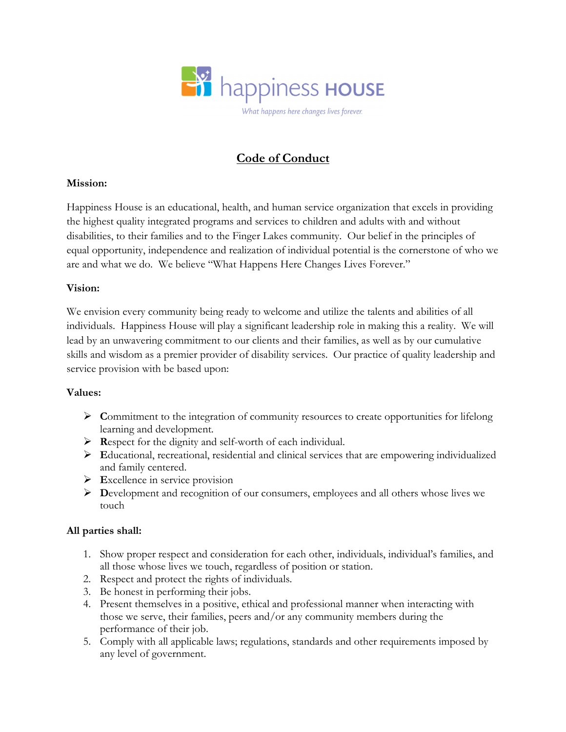happiness HOUSE

*What happens here changes lives forever.*

# Code of Conduct

**Mission:**

Happiness House is an educational, health, and human service organization that excels in providing the highest quality integrated programs and services to children and adults with and without disabilities, to their families and to the Finger Lakes community. Our belief in the principles of equal opportunity, independence and realization of individual potential is the cornerstone of who we are and what we do. We believe "What Happens Here Changes Lives Forever."

**Vision:**

We envision every community being ready to welcome and utilize the talents and abilities of all individuals. Happiness House will play a significant leadership role in making this a reality. We will lead by an unwavering commitment to our clients and their families, as well as by our cumulative skills and wisdom as a premier provider of disability services. Our practice of quality leadership and service provision with be based upon:

**Values:**

- **C**ommitment to the integration of community resources to create opportunities for lifelong learning and development.
- **R**espect for the dignity and self-worth of each individual.
- **E**ducational, recreational, residential and clinical services that are empowering individualized and family centered.
- **E**xcellence in service provision
- **D**evelopment and recognition of our consumers, employees and all others whose lives we touch

**All parties shall:**

1. Show proper respect and consideration for each other, individuals, individual's families, and all those whose lives we touch, regardless of position or station.
2. Respect and protect the rights of individuals.
3. Be honest in performing their jobs.
4. Present themselves in a positive, ethical and professional manner when interacting with those we serve, their families, peers and/or any community members during the performance of their job.
5. Comply with all applicable laws; regulations, standards and other requirements imposed by any level of government.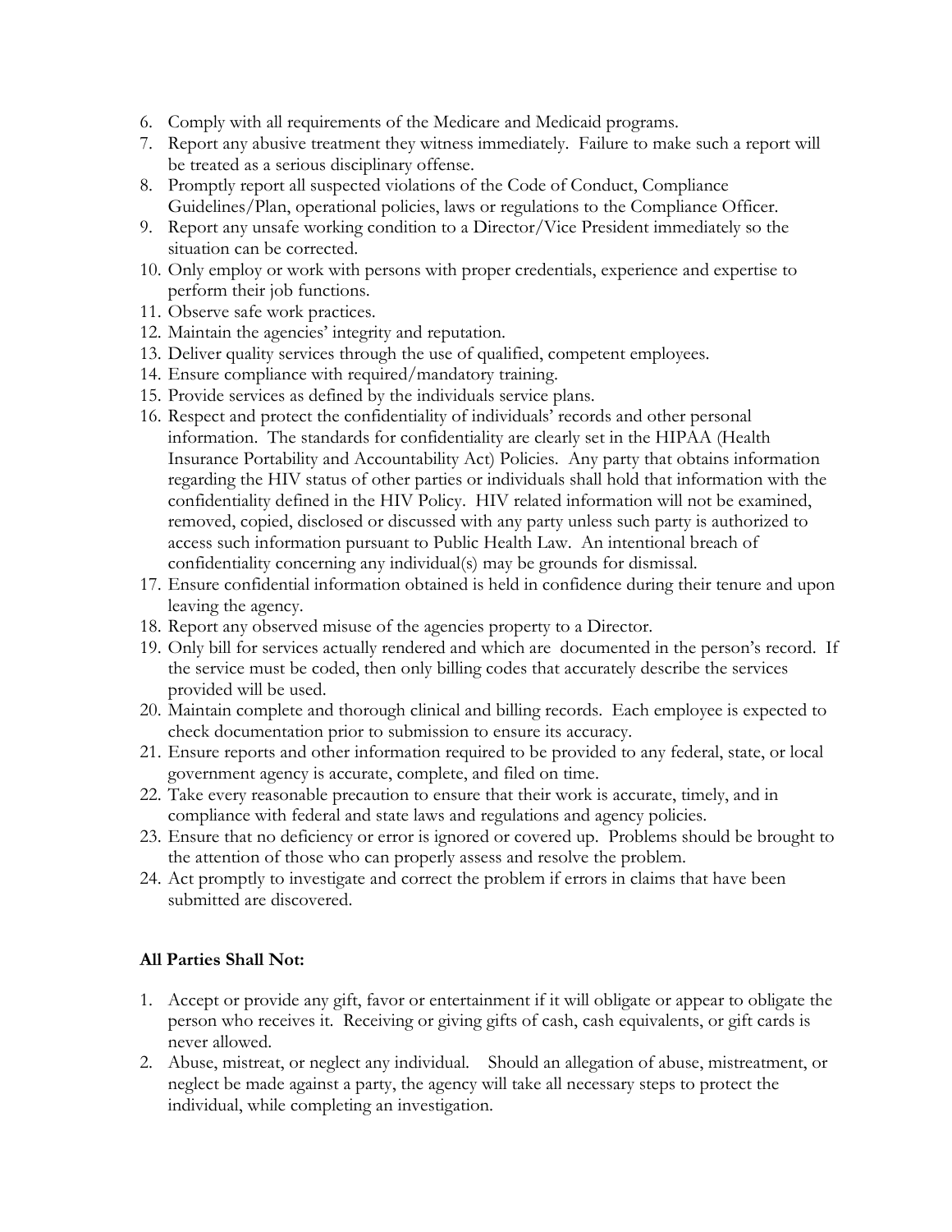6. Comply with all requirements of the Medicare and Medicaid programs.
7. Report any abusive treatment they witness immediately. Failure to make such a report will be treated as a serious disciplinary offense.
8. Promptly report all suspected violations of the Code of Conduct, Compliance Guidelines/Plan, operational policies, laws or regulations to the Compliance Officer.
9. Report any unsafe working condition to a Director/Vice President immediately so the situation can be corrected.
10. Only employ or work with persons with proper credentials, experience and expertise to perform their job functions.
11. Observe safe work practices.
12. Maintain the agencies' integrity and reputation.
13. Deliver quality services through the use of qualified, competent employees.
14. Ensure compliance with required/mandatory training.
15. Provide services as defined by the individuals service plans.
16. Respect and protect the confidentiality of individuals' records and other personal information. The standards for confidentiality are clearly set in the HIPAA (Health Insurance Portability and Accountability Act) Policies. Any party that obtains information regarding the HIV status of other parties or individuals shall hold that information with the confidentiality defined in the HIV Policy. HIV related information will not be examined, removed, copied, disclosed or discussed with any party unless such party is authorized to access such information pursuant to Public Health Law. An intentional breach of confidentiality concerning any individual(s) may be grounds for dismissal.
17. Ensure confidential information obtained is held in confidence during their tenure and upon leaving the agency.
18. Report any observed misuse of the agencies property to a Director.
19. Only bill for services actually rendered and which are documented in the person's record. If the service must be coded, then only billing codes that accurately describe the services provided will be used.
20. Maintain complete and thorough clinical and billing records. Each employee is expected to check documentation prior to submission to ensure its accuracy.
21. Ensure reports and other information required to be provided to any federal, state, or local government agency is accurate, complete, and filed on time.
22. Take every reasonable precaution to ensure that their work is accurate, timely, and in compliance with federal and state laws and regulations and agency policies.
23. Ensure that no deficiency or error is ignored or covered up. Problems should be brought to the attention of those who can properly assess and resolve the problem.
24. Act promptly to investigate and correct the problem if errors in claims that have been submitted are discovered.

**All Parties Shall Not:**

1. Accept or provide any gift, favor or entertainment if it will obligate or appear to obligate the person who receives it. Receiving or giving gifts of cash, cash equivalents, or gift cards is never allowed.
2. Abuse, mistreat, or neglect any individual. Should an allegation of abuse, mistreatment, or neglect be made against a party, the agency will take all necessary steps to protect the individual, while completing an investigation.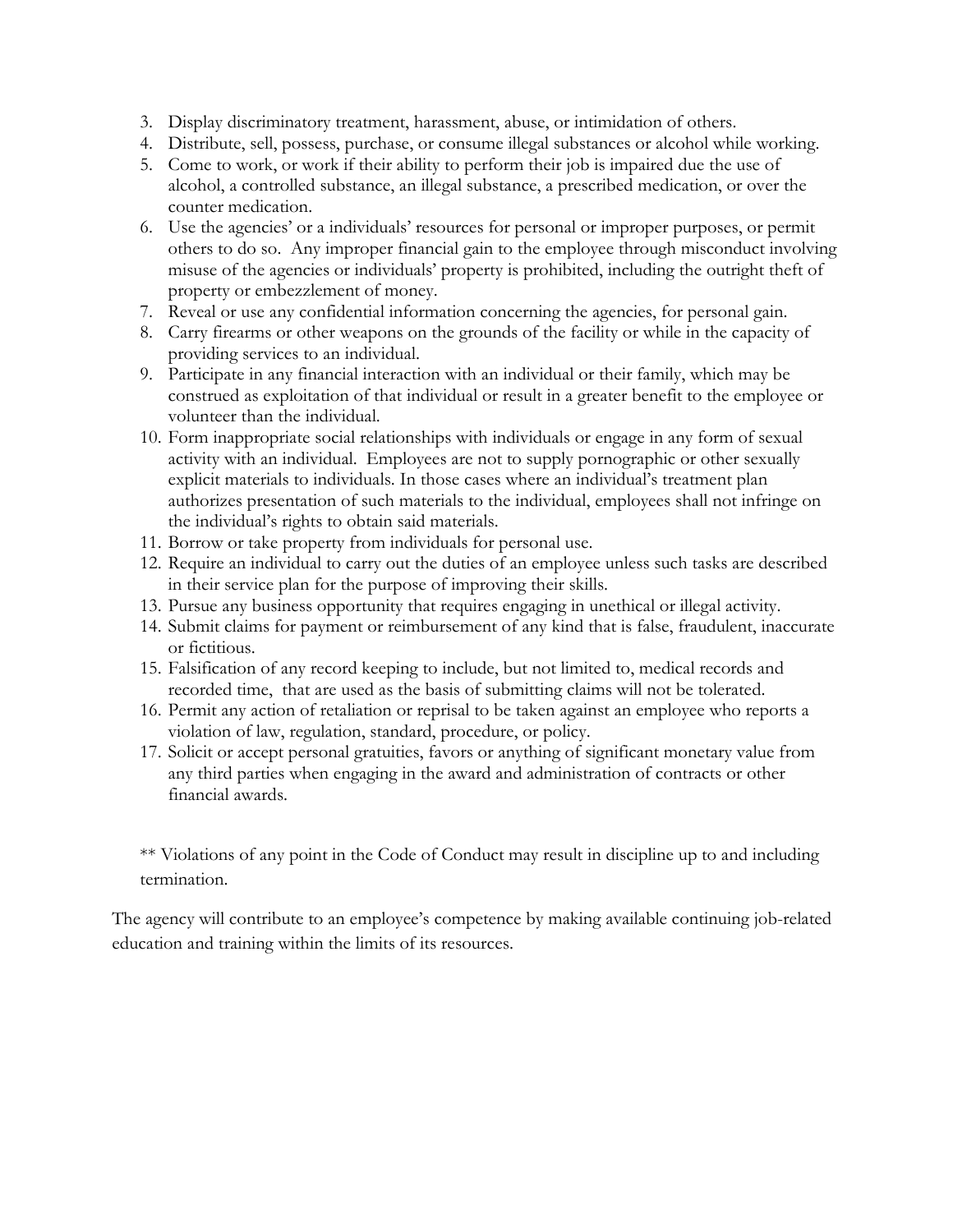3. Display discriminatory treatment, harassment, abuse, or intimidation of others.
4. Distribute, sell, possess, purchase, or consume illegal substances or alcohol while working.
5. Come to work, or work if their ability to perform their job is impaired due the use of alcohol, a controlled substance, an illegal substance, a prescribed medication, or over the counter medication.
6. Use the agencies' or a individuals' resources for personal or improper purposes, or permit others to do so. Any improper financial gain to the employee through misconduct involving misuse of the agencies or individuals' property is prohibited, including the outright theft of property or embezzlement of money.
7. Reveal or use any confidential information concerning the agencies, for personal gain.
8. Carry firearms or other weapons on the grounds of the facility or while in the capacity of providing services to an individual.
9. Participate in any financial interaction with an individual or their family, which may be construed as exploitation of that individual or result in a greater benefit to the employee or volunteer than the individual.
10. Form inappropriate social relationships with individuals or engage in any form of sexual activity with an individual. Employees are not to supply pornographic or other sexually explicit materials to individuals. In those cases where an individual's treatment plan authorizes presentation of such materials to the individual, employees shall not infringe on the individual's rights to obtain said materials.
11. Borrow or take property from individuals for personal use.
12. Require an individual to carry out the duties of an employee unless such tasks are described in their service plan for the purpose of improving their skills.
13. Pursue any business opportunity that requires engaging in unethical or illegal activity.
14. Submit claims for payment or reimbursement of any kind that is false, fraudulent, inaccurate or fictitious.
15. Falsification of any record keeping to include, but not limited to, medical records and recorded time, that are used as the basis of submitting claims will not be tolerated.
16. Permit any action of retaliation or reprisal to be taken against an employee who reports a violation of law, regulation, standard, procedure, or policy.
17. Solicit or accept personal gratuities, favors or anything of significant monetary value from any third parties when engaging in the award and administration of contracts or other financial awards.

** Violations of any point in the Code of Conduct may result in discipline up to and including termination.

The agency will contribute to an employee's competence by making available continuing job-related education and training within the limits of its resources.